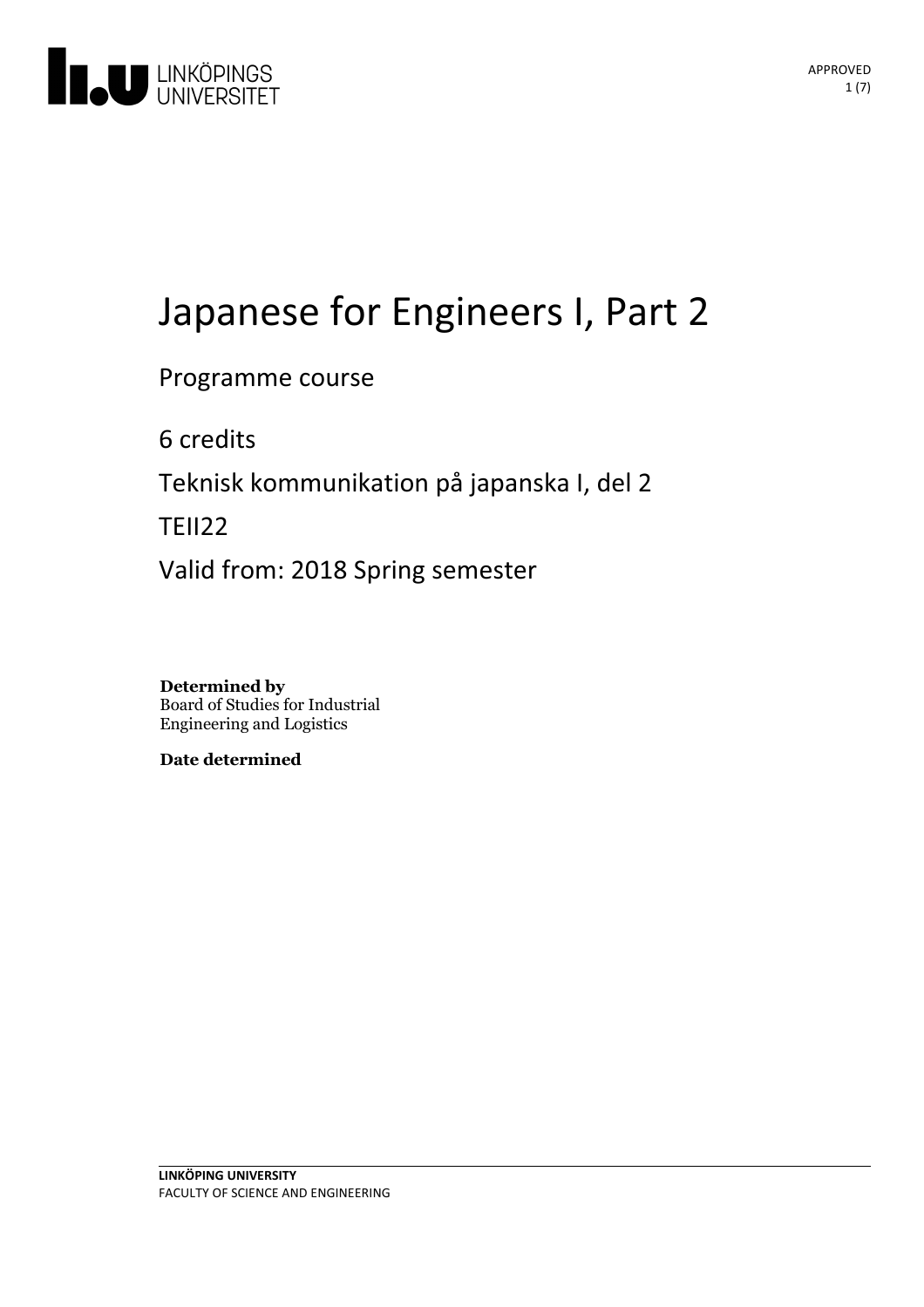# Japanese for Engineers I, Part 2

Programme course

6 credits

Teknisk kommunikation på japanska I, del 2

TEII22

Valid from: 2018 Spring semester

**Determined by**
Board of Studies for Industrial Engineering and Logistics

**Date determined**

**LINKÖPING UNIVERSITY**
FACULTY OF SCIENCE AND ENGINEERING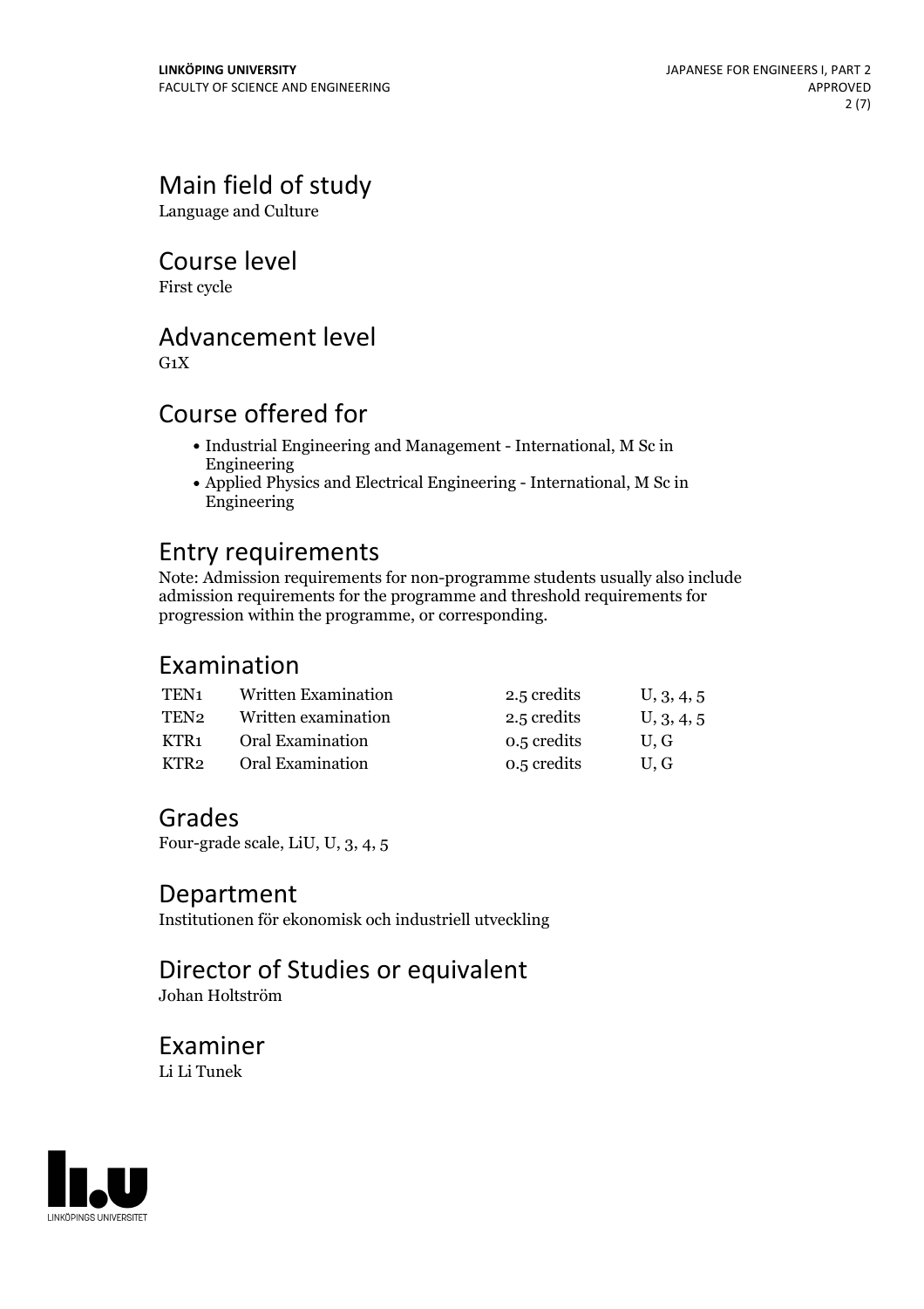# Main field of study

Language and Culture

# Course level

First cycle

# Advancement level

G1X

# Course offered for

- Industrial Engineering and Management - International, M Sc in Engineering
- Applied Physics and Electrical Engineering - International, M Sc in Engineering

# Entry requirements

Note: Admission requirements for non-programme students usually also include admission requirements for the programme and threshold requirements for progression within the programme, or corresponding.

# Examination

| | | | |
|---|---|---|---|
| TEN1 | Written Examination | 2.5 credits | U, 3, 4, 5 |
| TEN2 | Written examination | 2.5 credits | U, 3, 4, 5 |
| KTR1 | Oral Examination | 0.5 credits | U, G |
| KTR2 | Oral Examination | 0.5 credits | U, G |

# Grades

Four-grade scale, LiU, U, 3, 4, 5

# Department

Institutionen för ekonomisk och industriell utveckling

# Director of Studies or equivalent

Johan Holtström

# Examiner

Li Li Tunek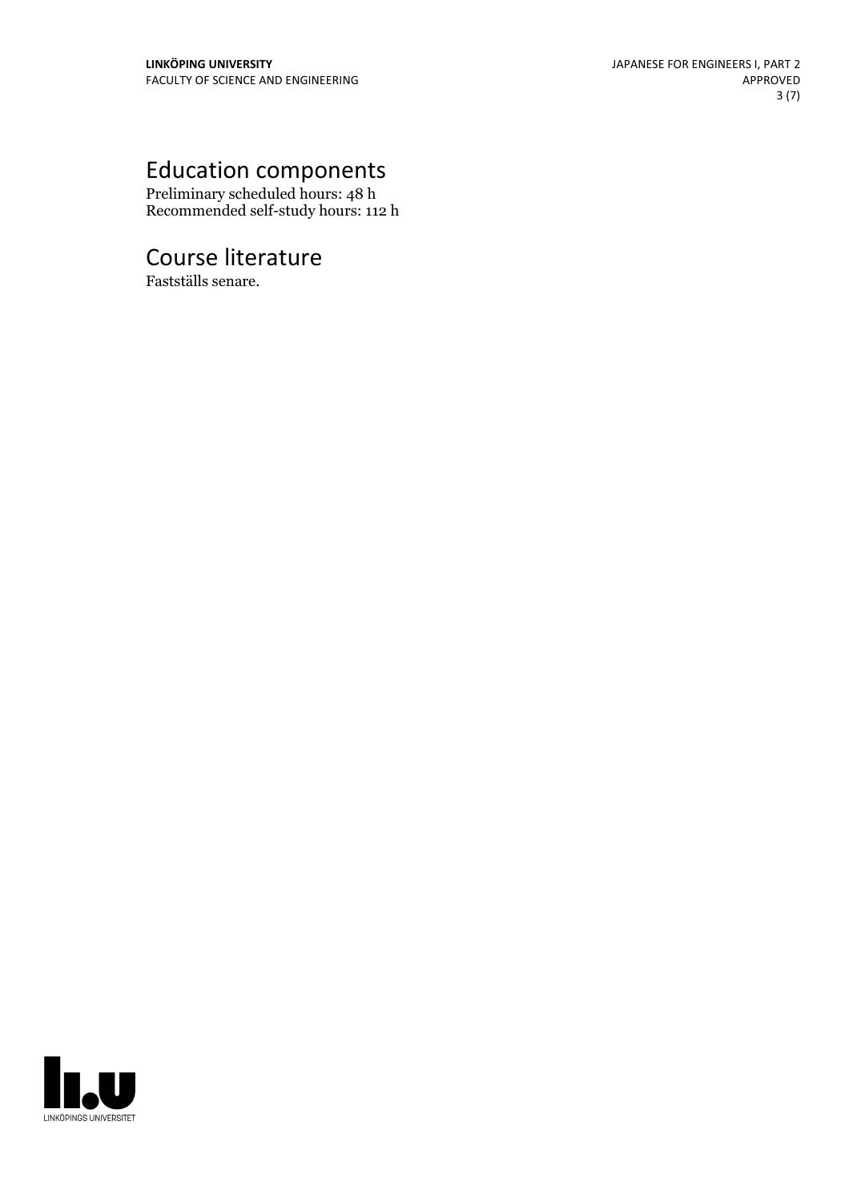## Education components

Preliminary scheduled hours: 48 h
Recommended self-study hours: 112 h

## Course literature

Fastställs senare.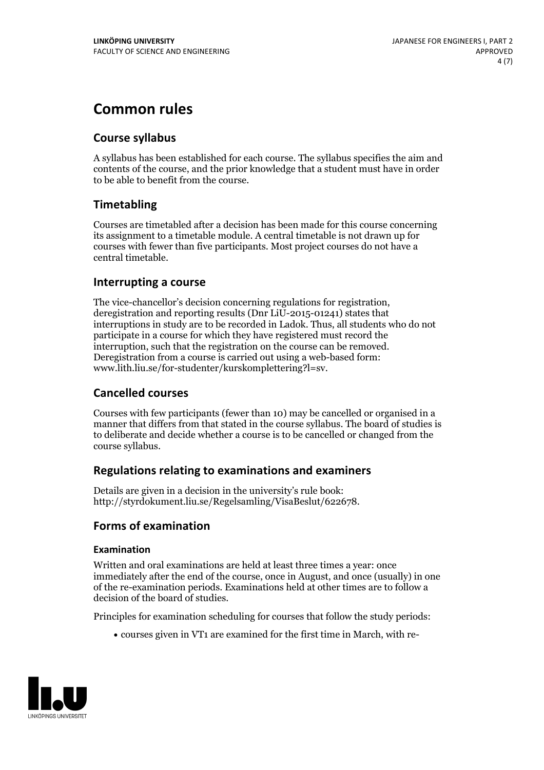# Common rules

## Course syllabus

A syllabus has been established for each course. The syllabus specifies the aim and contents of the course, and the prior knowledge that a student must have in order to be able to benefit from the course.

## Timetabling

Courses are timetabled after a decision has been made for this course concerning its assignment to a timetable module. A central timetable is not drawn up for courses with fewer than five participants. Most project courses do not have a central timetable.

## Interrupting a course

The vice-chancellor's decision concerning regulations for registration, deregistration and reporting results (Dnr LiU-2015-01241) states that interruptions in study are to be recorded in Ladok. Thus, all students who do not participate in a course for which they have registered must record the interruption, such that the registration on the course can be removed. Deregistration from a course is carried out using a web-based form: www.lith.liu.se/for-studenter/kurskomplettering?l=sv.

## Cancelled courses

Courses with few participants (fewer than 10) may be cancelled or organised in a manner that differs from that stated in the course syllabus. The board of studies is to deliberate and decide whether a course is to be cancelled or changed from the course syllabus.

## Regulations relating to examinations and examiners

Details are given in a decision in the university's rule book: http://styrdokument.liu.se/Regelsamling/VisaBeslut/622678.

## Forms of examination

### Examination

Written and oral examinations are held at least three times a year: once immediately after the end of the course, once in August, and once (usually) in one of the re-examination periods. Examinations held at other times are to follow a decision of the board of studies.

Principles for examination scheduling for courses that follow the study periods:

- courses given in VT1 are examined for the first time in March, with re-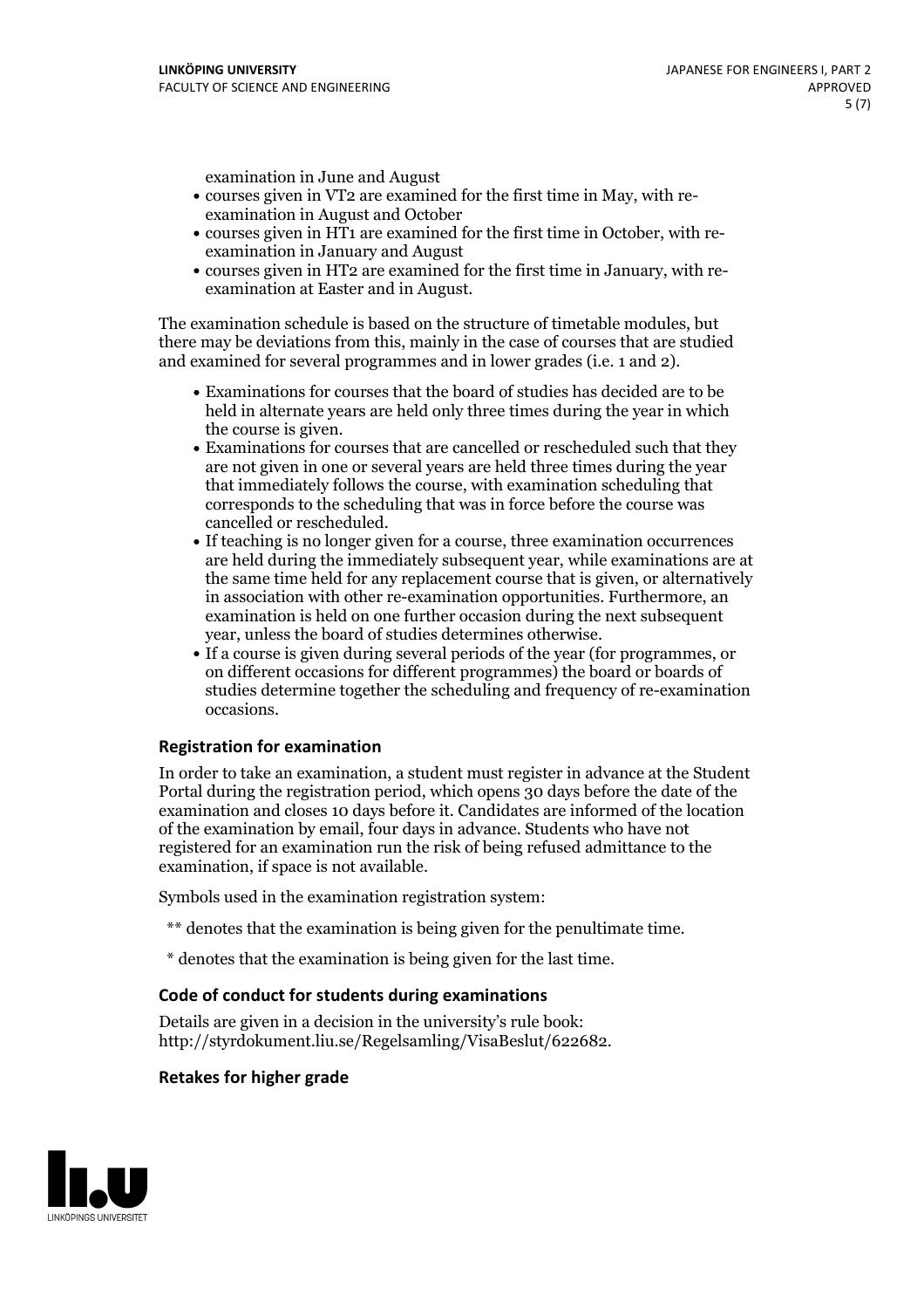examination in June and August

- courses given in VT2 are examined for the first time in May, with re-examination in August and October
- courses given in HT1 are examined for the first time in October, with re-examination in January and August
- courses given in HT2 are examined for the first time in January, with re-examination at Easter and in August.

The examination schedule is based on the structure of timetable modules, but there may be deviations from this, mainly in the case of courses that are studied and examined for several programmes and in lower grades (i.e. 1 and 2).

- Examinations for courses that the board of studies has decided are to be held in alternate years are held only three times during the year in which the course is given.
- Examinations for courses that are cancelled or rescheduled such that they are not given in one or several years are held three times during the year that immediately follows the course, with examination scheduling that corresponds to the scheduling that was in force before the course was cancelled or rescheduled.
- If teaching is no longer given for a course, three examination occurrences are held during the immediately subsequent year, while examinations are at the same time held for any replacement course that is given, or alternatively in association with other re-examination opportunities. Furthermore, an examination is held on one further occasion during the next subsequent year, unless the board of studies determines otherwise.
- If a course is given during several periods of the year (for programmes, or on different occasions for different programmes) the board or boards of studies determine together the scheduling and frequency of re-examination occasions.

### Registration for examination

In order to take an examination, a student must register in advance at the Student Portal during the registration period, which opens 30 days before the date of the examination and closes 10 days before it. Candidates are informed of the location of the examination by email, four days in advance. Students who have not registered for an examination run the risk of being refused admittance to the examination, if space is not available.

Symbols used in the examination registration system:

** denotes that the examination is being given for the penultimate time.

* denotes that the examination is being given for the last time.

### Code of conduct for students during examinations

Details are given in a decision in the university's rule book: http://styrdokument.liu.se/Regelsamling/VisaBeslut/622682.

### Retakes for higher grade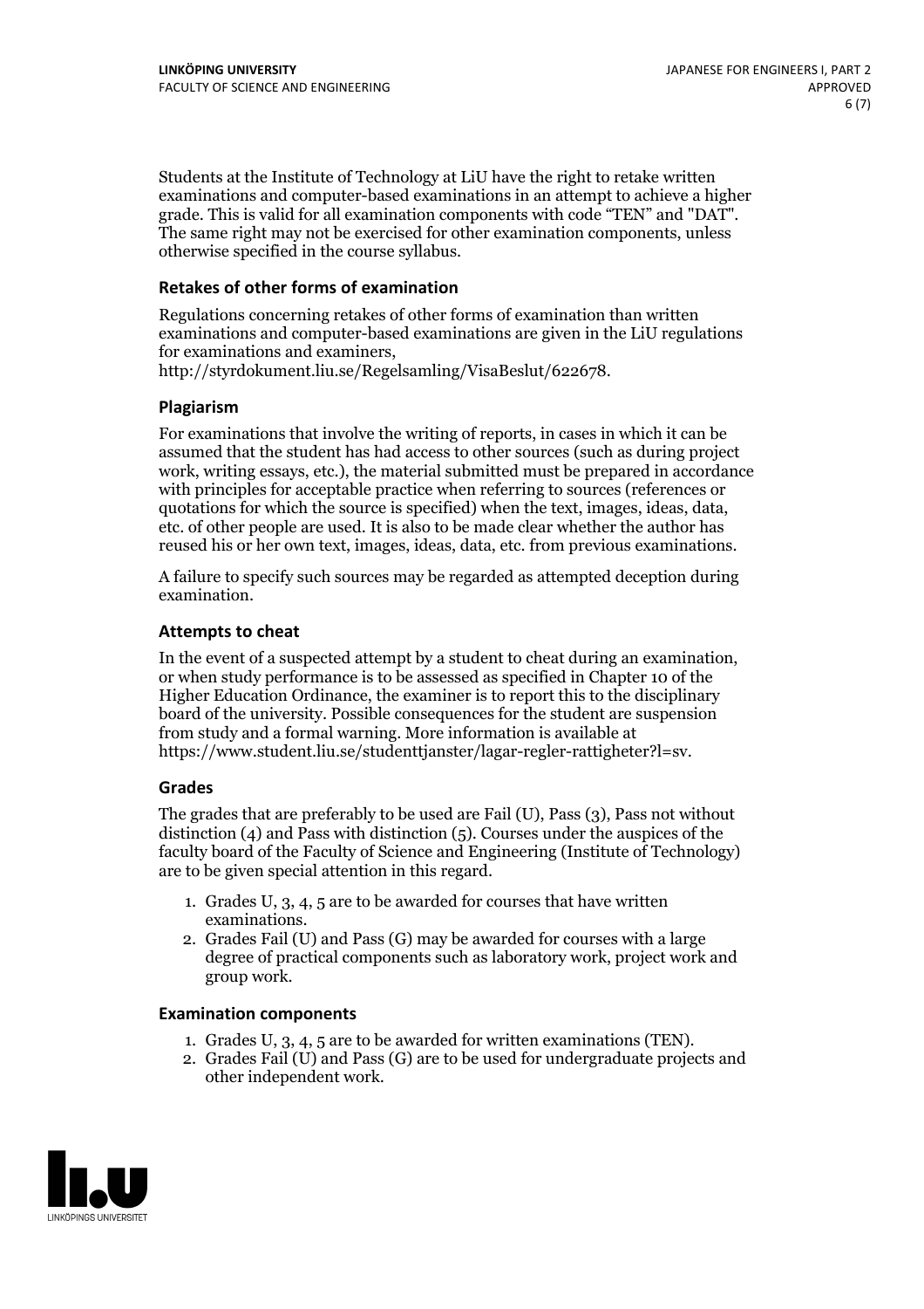Students at the Institute of Technology at LiU have the right to retake written examinations and computer-based examinations in an attempt to achieve a higher grade. This is valid for all examination components with code "TEN" and "DAT". The same right may not be exercised for other examination components, unless otherwise specified in the course syllabus.

### Retakes of other forms of examination

Regulations concerning retakes of other forms of examination than written examinations and computer-based examinations are given in the LiU regulations for examinations and examiners, http://styrdokument.liu.se/Regelsamling/VisaBeslut/622678.

### Plagiarism

For examinations that involve the writing of reports, in cases in which it can be assumed that the student has had access to other sources (such as during project work, writing essays, etc.), the material submitted must be prepared in accordance with principles for acceptable practice when referring to sources (references or quotations for which the source is specified) when the text, images, ideas, data, etc. of other people are used. It is also to be made clear whether the author has reused his or her own text, images, ideas, data, etc. from previous examinations.

A failure to specify such sources may be regarded as attempted deception during examination.

### Attempts to cheat

In the event of a suspected attempt by a student to cheat during an examination, or when study performance is to be assessed as specified in Chapter 10 of the Higher Education Ordinance, the examiner is to report this to the disciplinary board of the university. Possible consequences for the student are suspension from study and a formal warning. More information is available at https://www.student.liu.se/studenttjanster/lagar-regler-rattigheter?l=sv.

### Grades

The grades that are preferably to be used are Fail (U), Pass (3), Pass not without distinction (4) and Pass with distinction (5). Courses under the auspices of the faculty board of the Faculty of Science and Engineering (Institute of Technology) are to be given special attention in this regard.

1. Grades U, 3, 4, 5 are to be awarded for courses that have written examinations.
2. Grades Fail (U) and Pass (G) may be awarded for courses with a large degree of practical components such as laboratory work, project work and group work.

### Examination components

1. Grades U, 3, 4, 5 are to be awarded for written examinations (TEN).
2. Grades Fail (U) and Pass (G) are to be used for undergraduate projects and other independent work.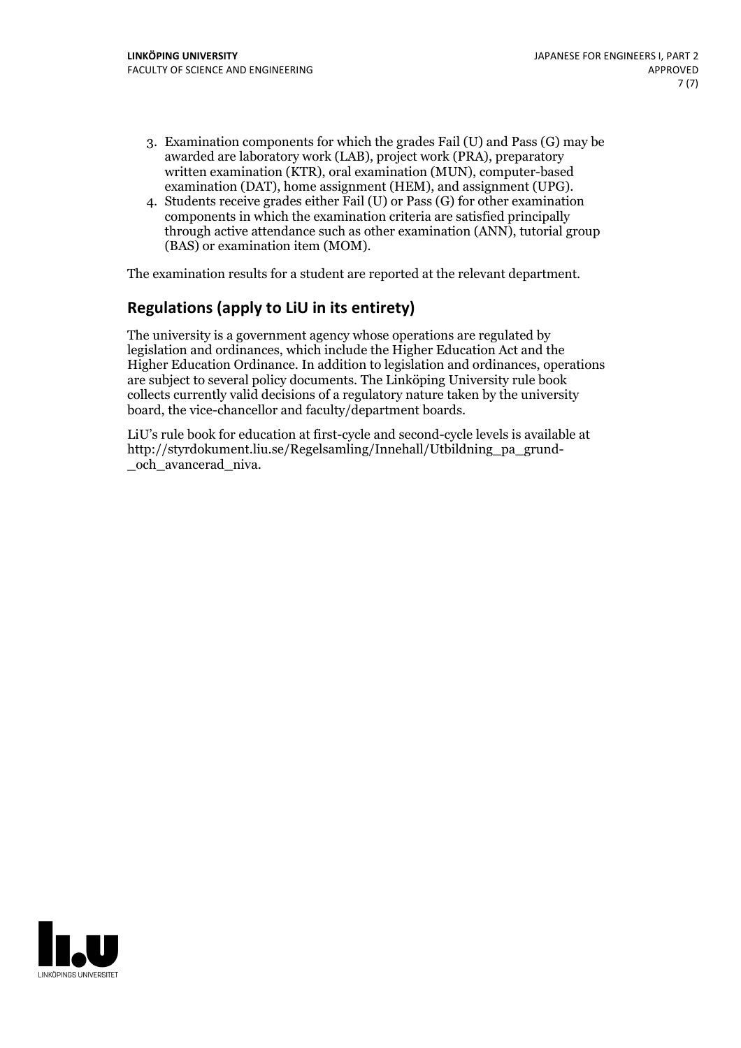3. Examination components for which the grades Fail (U) and Pass (G) may be awarded are laboratory work (LAB), project work (PRA), preparatory written examination (KTR), oral examination (MUN), computer-based examination (DAT), home assignment (HEM), and assignment (UPG).
4. Students receive grades either Fail (U) or Pass (G) for other examination components in which the examination criteria are satisfied principally through active attendance such as other examination (ANN), tutorial group (BAS) or examination item (MOM).

The examination results for a student are reported at the relevant department.

## Regulations (apply to LiU in its entirety)

The university is a government agency whose operations are regulated by legislation and ordinances, which include the Higher Education Act and the Higher Education Ordinance. In addition to legislation and ordinances, operations are subject to several policy documents. The Linköping University rule book collects currently valid decisions of a regulatory nature taken by the university board, the vice-chancellor and faculty/department boards.

LiU's rule book for education at first-cycle and second-cycle levels is available at http://styrdokument.liu.se/Regelsamling/Innehall/Utbildning_pa_grund-_och_avancerad_niva.